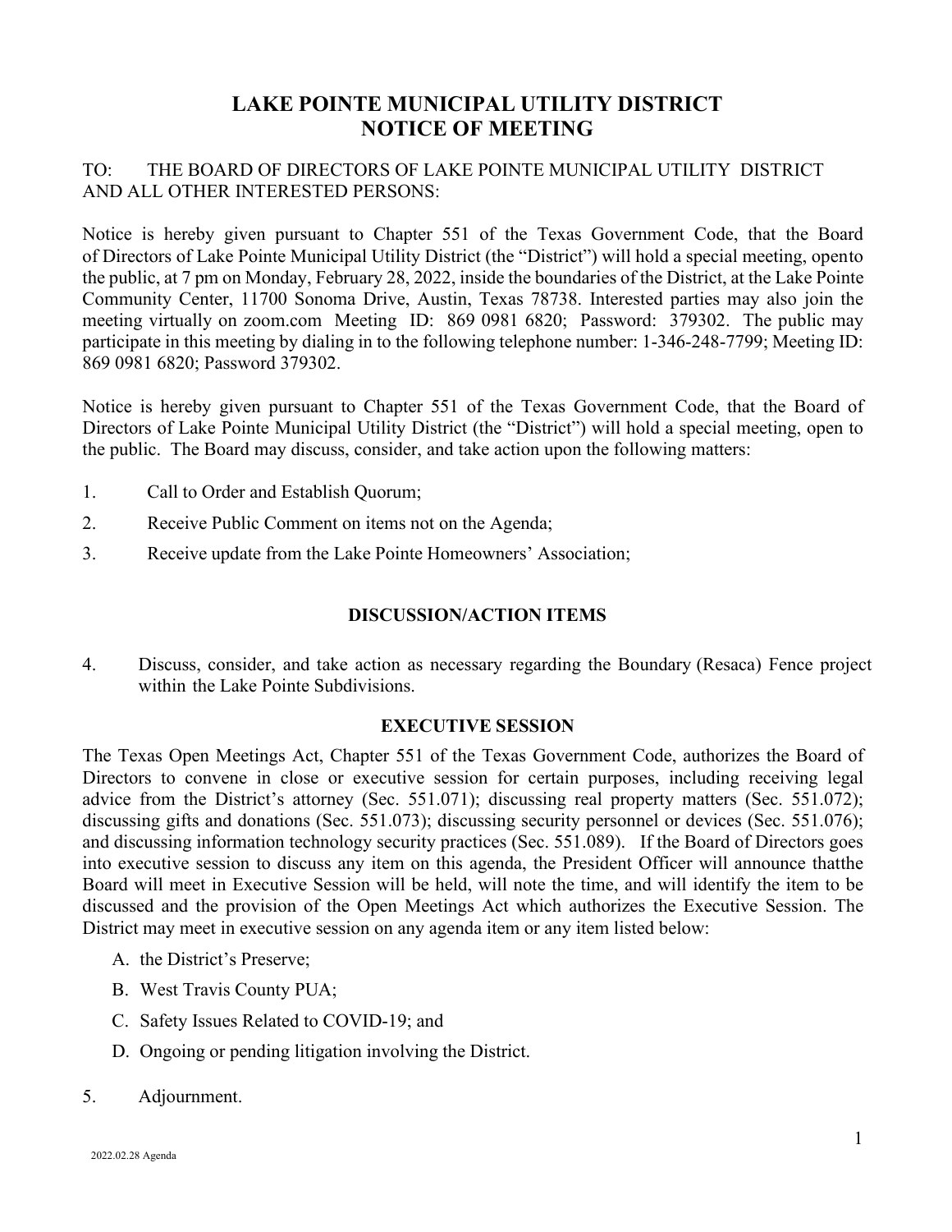# LAKE POINTE MUNICIPAL UTILITY DISTRICT
# NOTICE OF MEETING

TO: THE BOARD OF DIRECTORS OF LAKE POINTE MUNICIPAL UTILITY DISTRICT AND ALL OTHER INTERESTED PERSONS:

Notice is hereby given pursuant to Chapter 551 of the Texas Government Code, that the Board of Directors of Lake Pointe Municipal Utility District (the "District") will hold a special meeting, opento the public, at 7 pm on Monday, February 28, 2022, inside the boundaries of the District, at the Lake Pointe Community Center, 11700 Sonoma Drive, Austin, Texas 78738. Interested parties may also join the meeting virtually on zoom.com Meeting ID: 869 0981 6820; Password: 379302. The public may participate in this meeting by dialing in to the following telephone number: 1-346-248-7799; Meeting ID: 869 0981 6820; Password 379302.

Notice is hereby given pursuant to Chapter 551 of the Texas Government Code, that the Board of Directors of Lake Pointe Municipal Utility District (the "District") will hold a special meeting, open to the public. The Board may discuss, consider, and take action upon the following matters:

1. Call to Order and Establish Quorum;
2. Receive Public Comment on items not on the Agenda;
3. Receive update from the Lake Pointe Homeowners' Association;

## DISCUSSION/ACTION ITEMS

4. Discuss, consider, and take action as necessary regarding the Boundary (Resaca) Fence project within the Lake Pointe Subdivisions.

## EXECUTIVE SESSION

The Texas Open Meetings Act, Chapter 551 of the Texas Government Code, authorizes the Board of Directors to convene in close or executive session for certain purposes, including receiving legal advice from the District's attorney (Sec. 551.071); discussing real property matters (Sec. 551.072); discussing gifts and donations (Sec. 551.073); discussing security personnel or devices (Sec. 551.076); and discussing information technology security practices (Sec. 551.089). If the Board of Directors goes into executive session to discuss any item on this agenda, the President Officer will announce thatthe Board will meet in Executive Session will be held, will note the time, and will identify the item to be discussed and the provision of the Open Meetings Act which authorizes the Executive Session. The District may meet in executive session on any agenda item or any item listed below:

A. the District's Preserve;
B. West Travis County PUA;
C. Safety Issues Related to COVID-19; and
D. Ongoing or pending litigation involving the District.

5. Adjournment.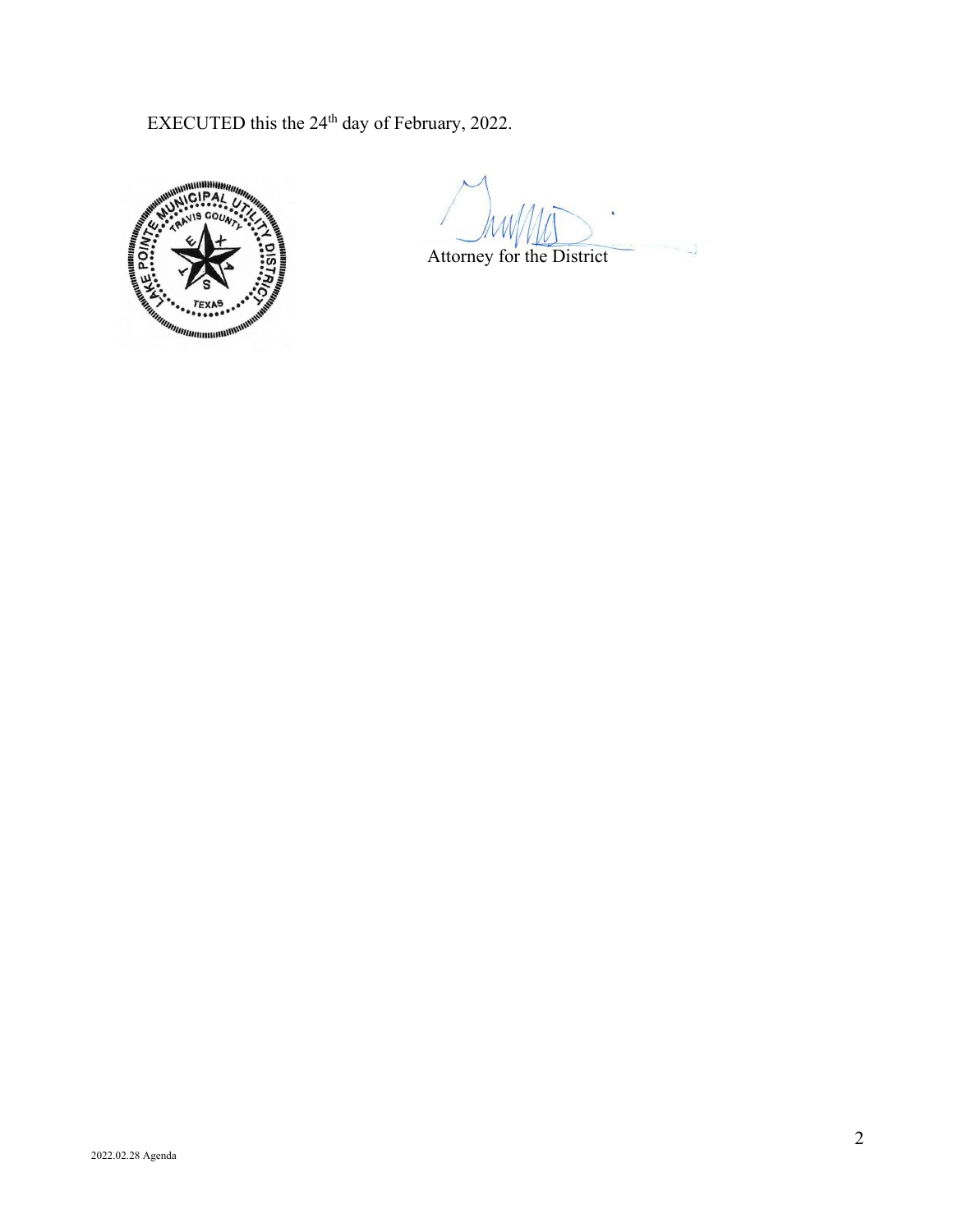EXECUTED this the 24th day of February, 2022.

Attorney for the District

2022.02.28 Agenda